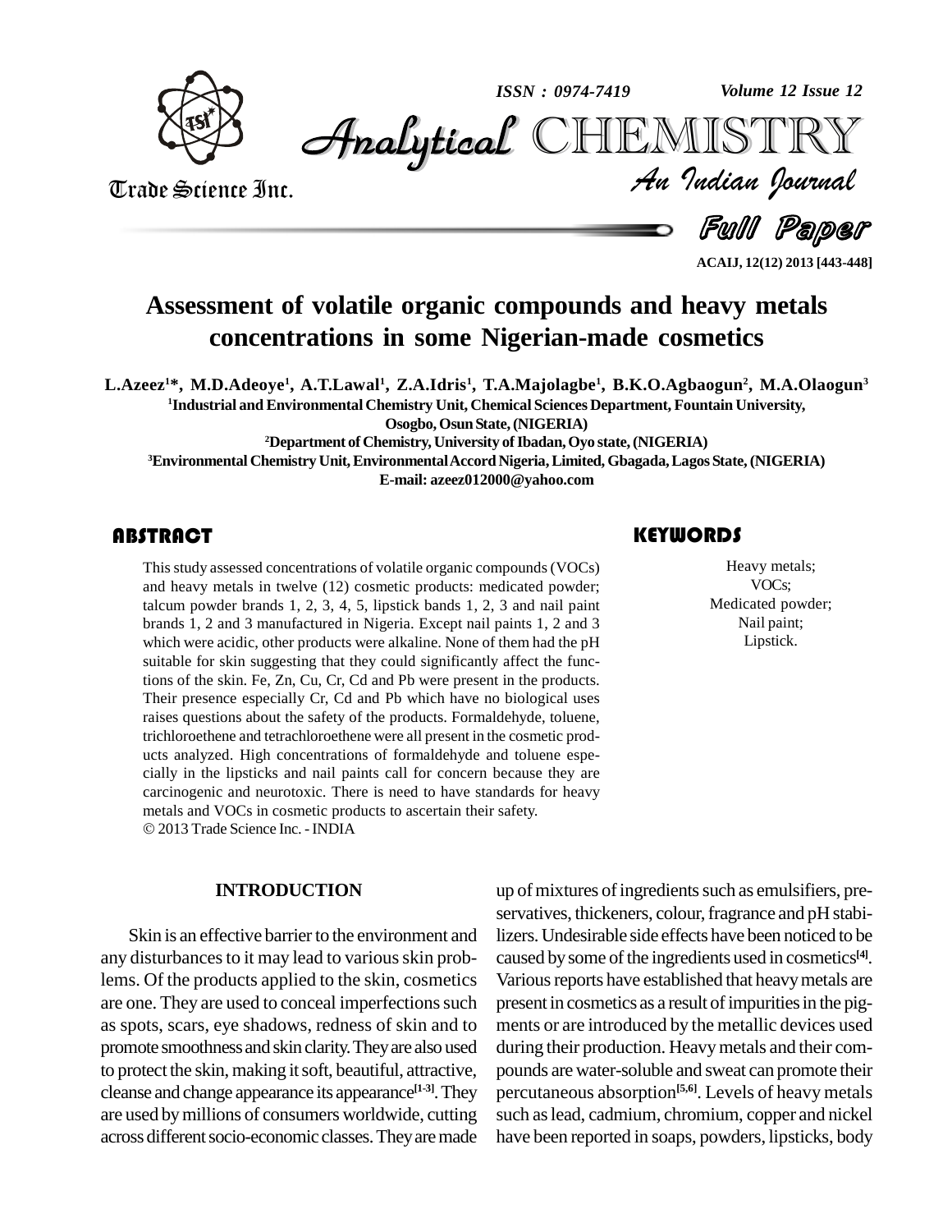# Assessment of volatile organic compounds and heavy metals concentrations in some Nigerian-made cosmetics

**L.Azeez[1]\*, M.D.Adeoye[1], A.T.Lawal[1], Z.A.Idris[1], T.A.Majolagbe[1], B.K.O.Agbaogun[2], M.A.Olaogun[3]**

[1]Industrial and Environmental Chemistry Unit, Chemical Sciences Department, Fountain University, Osogbo, Osun State, (NIGERIA)

[2]Department of Chemistry, University of Ibadan, Oyo state, (NIGERIA)

[3]Environmental Chemistry Unit, Environmental Accord Nigeria, Limited, Gbagada, Lagos State, (NIGERIA)

E-mail: azeez012000@yahoo.com

## ABSTRACT

This study assessed concentrations of volatile organic compounds (VOCs) and heavy metals in twelve (12) cosmetic products: medicated powder; talcum powder brands 1, 2, 3, 4, 5, lipstick bands 1, 2, 3 and nail paint brands 1, 2 and 3 manufactured in Nigeria. Except nail paints 1, 2 and 3 which were acidic, other products were alkaline. None of them had the pH suitable for skin suggesting that they could significantly affect the functions of the skin. Fe, Zn, Cu, Cr, Cd and Pb were present in the products. Their presence especially Cr, Cd and Pb which have no biological uses raises questions about the safety of the products. Formaldehyde, toluene, trichloroethene and tetrachloroethene were all present in the cosmetic products analyzed. High concentrations of formaldehyde and toluene especially in the lipsticks and nail paints call for concern because they are carcinogenic and neurotoxic. There is need to have standards for heavy metals and VOCs in cosmetic products to ascertain their safety.

© 2013 Trade Science Inc. - INDIA

## KEYWORDS

Heavy metals;
VOCs;
Medicated powder;
Nail paint;
Lipstick.

## INTRODUCTION

Skin is an effective barrier to the environment and any disturbances to it may lead to various skin problems. Of the products applied to the skin, cosmetics are one. They are used to conceal imperfections such as spots, scars, eye shadows, redness of skin and to promote smoothness and skin clarity. They are also used to protect the skin, making it soft, beautiful, attractive, cleanse and change appearance its appearance[1-3]. They are used by millions of consumers worldwide, cutting across different socio-economic classes. They are made up of mixtures of ingredients such as emulsifiers, preservatives, thickeners, colour, fragrance and pH stabilizers. Undesirable side effects have been noticed to be caused by some of the ingredients used in cosmetics[4]. Various reports have established that heavy metals are present in cosmetics as a result of impurities in the pigments or are introduced by the metallic devices used during their production. Heavy metals and their compounds are water-soluble and sweat can promote their percutaneous absorption[5,6]. Levels of heavy metals such as lead, cadmium, chromium, copper and nickel have been reported in soaps, powders, lipsticks, body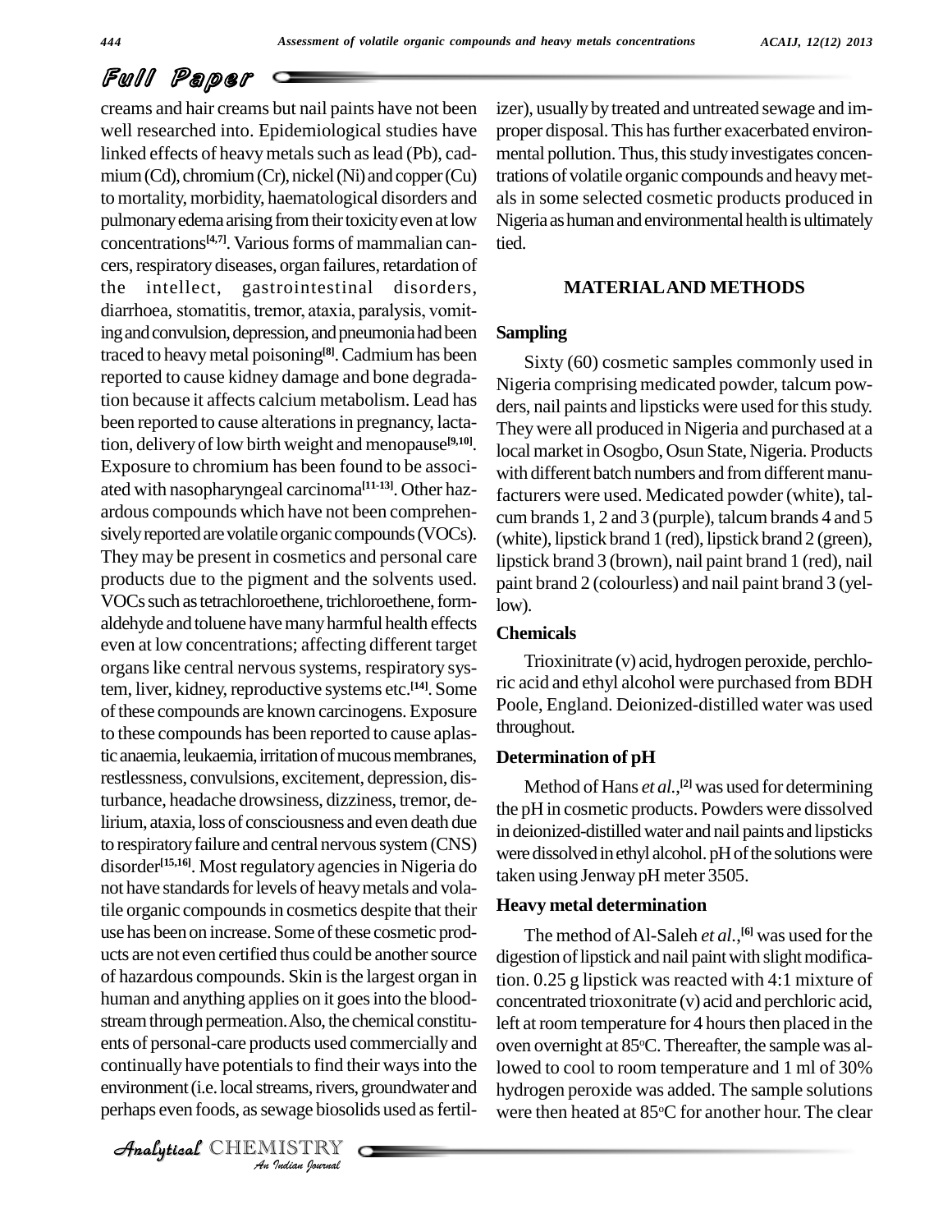creams and hair creams but nail paints have not been well researched into. Epidemiological studies have linked effects of heavy metals such as lead (Pb), cadmium (Cd), chromium (Cr), nickel (Ni) and copper (Cu) to mortality, morbidity, haematological disorders and pulmonary edema arising from their toxicity even at low concentrations[4,7]. Various forms of mammalian cancers, respiratory diseases, organ failures, retardation of the intellect, gastrointestinal disorders, diarrhoea, stomatitis, tremor, ataxia, paralysis, vomiting and convulsion, depression, and pneumonia had been traced to heavy metal poisoning[8]. Cadmium has been reported to cause kidney damage and bone degradation because it affects calcium metabolism. Lead has been reported to cause alterations in pregnancy, lactation, delivery of low birth weight and menopause[9,10]. Exposure to chromium has been found to be associated with nasopharyngeal carcinoma[11-13]. Other hazardous compounds which have not been comprehensively reported are volatile organic compounds (VOCs). They may be present in cosmetics and personal care products due to the pigment and the solvents used. VOCs such as tetrachloroethene, trichloroethene, formaldehyde and toluene have many harmful health effects even at low concentrations; affecting different target organs like central nervous systems, respiratory system, liver, kidney, reproductive systems etc.[14]. Some of these compounds are known carcinogens. Exposure to these compounds has been reported to cause aplastic anaemia, leukaemia, irritation of mucous membranes, restlessness, convulsions, excitement, depression, disturbance, headache drowsiness, dizziness, tremor, delirium, ataxia, loss of consciousness and even death due to respiratory failure and central nervous system (CNS) disorder[15,16]. Most regulatory agencies in Nigeria do not have standards for levels of heavy metals and volatile organic compounds in cosmetics despite that their use has been on increase. Some of these cosmetic products are not even certified thus could be another source of hazardous compounds. Skin is the largest organ in human and anything applies on it goes into the bloodstream through permeation. Also, the chemical constituents of personal-care products used commercially and continually have potentials to find their ways into the environment (i.e. local streams, rivers, groundwater and perhaps even foods, as sewage biosolids used as fertilizer), usually by treated and untreated sewage and improper disposal. This has further exacerbated environmental pollution. Thus, this study investigates concentrations of volatile organic compounds and heavy metals in some selected cosmetic products produced in Nigeria as human and environmental health is ultimately tied.

## MATERIAL AND METHODS

### Sampling

Sixty (60) cosmetic samples commonly used in Nigeria comprising medicated powder, talcum powders, nail paints and lipsticks were used for this study. They were all produced in Nigeria and purchased at a local market in Osogbo, Osun State, Nigeria. Products with different batch numbers and from different manufacturers were used. Medicated powder (white), talcum brands 1, 2 and 3 (purple), talcum brands 4 and 5 (white), lipstick brand 1 (red), lipstick brand 2 (green), lipstick brand 3 (brown), nail paint brand 1 (red), nail paint brand 2 (colourless) and nail paint brand 3 (yellow).

### Chemicals

Trioxinitrate (v) acid, hydrogen peroxide, perchloric acid and ethyl alcohol were purchased from BDH Poole, England. Deionized-distilled water was used throughout.

### Determination of pH

Method of Hans *et al.*,[2] was used for determining the pH in cosmetic products. Powders were dissolved in deionized-distilled water and nail paints and lipsticks were dissolved in ethyl alcohol. pH of the solutions were taken using Jenway pH meter 3505.

### Heavy metal determination

The method of Al-Saleh *et al.*,[6] was used for the digestion of lipstick and nail paint with slight modification. 0.25 g lipstick was reacted with 4:1 mixture of concentrated trioxonitrate (v) acid and perchloric acid, left at room temperature for 4 hours then placed in the oven overnight at 85°C. Thereafter, the sample was allowed to cool to room temperature and 1 ml of 30% hydrogen peroxide was added. The sample solutions were then heated at 85°C for another hour. The clear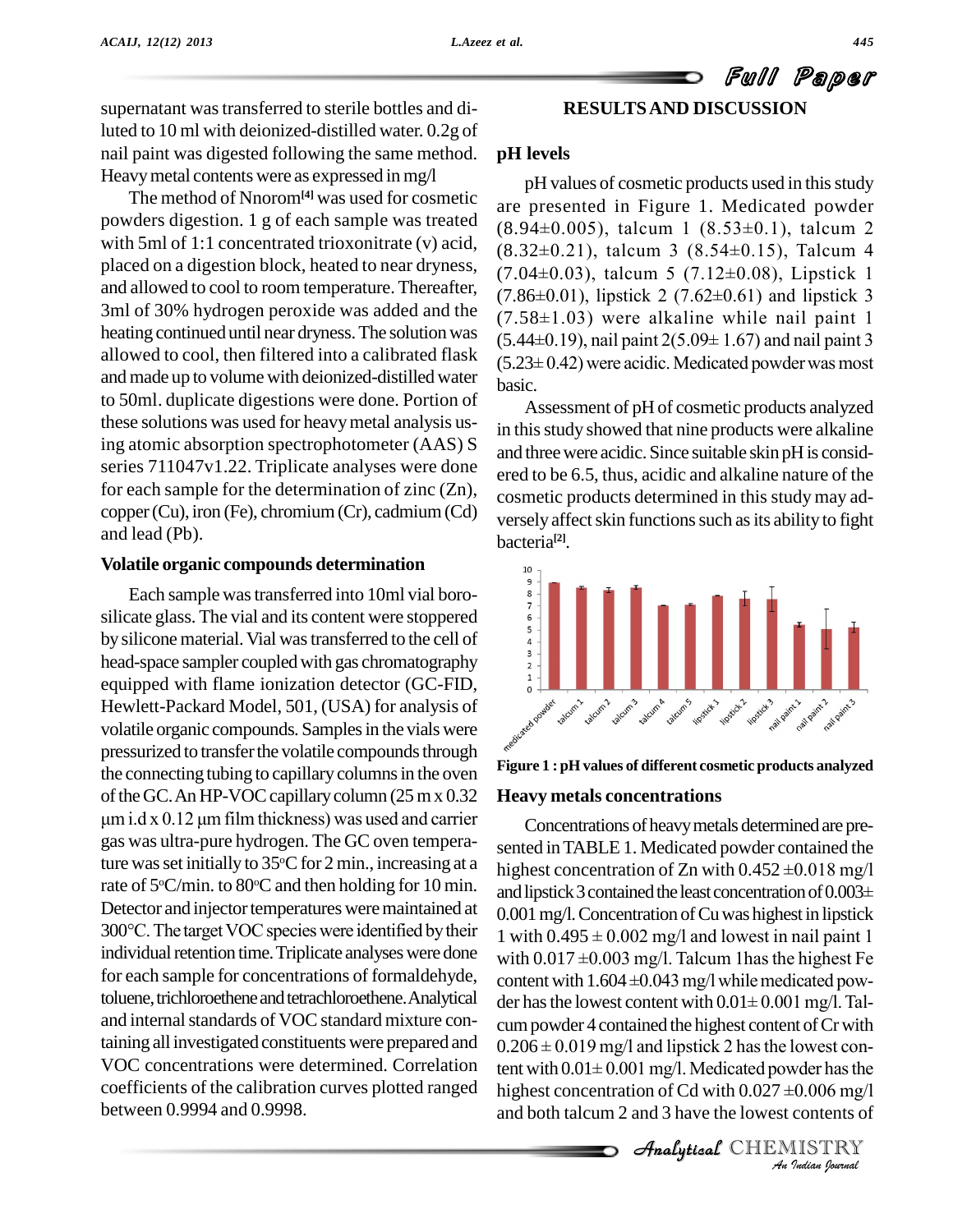supernatant was transferred to sterile bottles and diluted to 10 ml with deionized-distilled water. 0.2g of nail paint was digested following the same method. Heavy metal contents were as expressed in mg/l

The method of Nnorom[4] was used for cosmetic powders digestion. 1 g of each sample was treated with 5ml of 1:1 concentrated trioxonitrate (v) acid, placed on a digestion block, heated to near dryness, and allowed to cool to room temperature. Thereafter, 3ml of 30% hydrogen peroxide was added and the heating continued until near dryness. The solution was allowed to cool, then filtered into a calibrated flask and made up to volume with deionized-distilled water to 50ml. duplicate digestions were done. Portion of these solutions was used for heavy metal analysis using atomic absorption spectrophotometer (AAS) S series 711047v1.22. Triplicate analyses were done for each sample for the determination of zinc (Zn), copper (Cu), iron (Fe), chromium (Cr), cadmium (Cd) and lead (Pb).

### Volatile organic compounds determination

Each sample was transferred into 10ml vial borosilicate glass. The vial and its content were stoppered by silicone material. Vial was transferred to the cell of head-space sampler coupled with gas chromatography equipped with flame ionization detector (GC-FID, Hewlett-Packard Model, 501, (USA) for analysis of volatile organic compounds. Samples in the vials were pressurized to transfer the volatile compounds through the connecting tubing to capillary columns in the oven of the GC. An HP-VOC capillary column (25 m x 0.32 μm i.d x 0.12 μm film thickness) was used and carrier gas was ultra-pure hydrogen. The GC oven temperature was set initially to 35°C for 2 min., increasing at a rate of 5°C/min. to 80°C and then holding for 10 min. Detector and injector temperatures were maintained at 300°C. The target VOC species were identified by their individual retention time. Triplicate analyses were done for each sample for concentrations of formaldehyde, toluene, trichloroethene and tetrachloroethene. Analytical and internal standards of VOC standard mixture containing all investigated constituents were prepared and VOC concentrations were determined. Correlation coefficients of the calibration curves plotted ranged between 0.9994 and 0.9998.

## RESULTS AND DISCUSSION

### pH levels

pH values of cosmetic products used in this study are presented in Figure 1. Medicated powder (8.94±0.005), talcum 1 (8.53±0.1), talcum 2 (8.32±0.21), talcum 3 (8.54±0.15), Talcum 4 (7.04±0.03), talcum 5 (7.12±0.08), Lipstick 1 (7.86±0.01), lipstick 2 (7.62±0.61) and lipstick 3 (7.58±1.03) were alkaline while nail paint 1 (5.44±0.19), nail paint 2(5.09± 1.67) and nail paint 3 (5.23± 0.42) were acidic. Medicated powder was most basic.

Assessment of pH of cosmetic products analyzed in this study showed that nine products were alkaline and three were acidic. Since suitable skin pH is considered to be 6.5, thus, acidic and alkaline nature of the cosmetic products determined in this study may adversely affect skin functions such as its ability to fight bacteria[2].

**Figure 1 : pH values of different cosmetic products analyzed**

### Heavy metals concentrations

Concentrations of heavy metals determined are presented in TABLE 1. Medicated powder contained the highest concentration of Zn with 0.452 ±0.018 mg/l and lipstick 3 contained the least concentration of 0.003± 0.001 mg/l. Concentration of Cu was highest in lipstick 1 with 0.495 ± 0.002 mg/l and lowest in nail paint 1 with 0.017 ±0.003 mg/l. Talcum 1has the highest Fe content with 1.604 ±0.043 mg/l while medicated powder has the lowest content with 0.01± 0.001 mg/l. Talcum powder 4 contained the highest content of Cr with 0.206 ± 0.019 mg/l and lipstick 2 has the lowest content with 0.01± 0.001 mg/l. Medicated powder has the highest concentration of Cd with 0.027 ±0.006 mg/l and both talcum 2 and 3 have the lowest contents of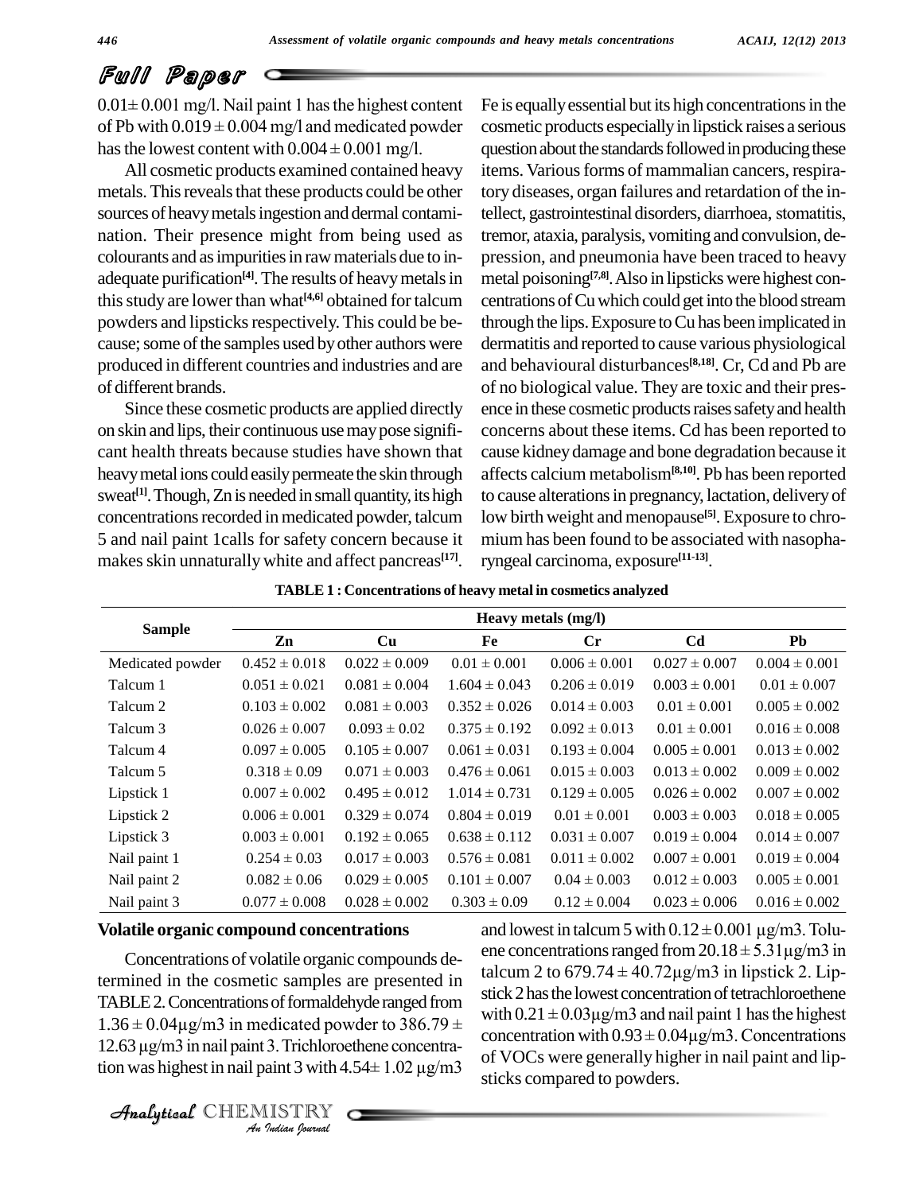0.01± 0.001 mg/l. Nail paint 1 has the highest content of Pb with 0.019 ± 0.004 mg/l and medicated powder has the lowest content with 0.004 ± 0.001 mg/l.

All cosmetic products examined contained heavy metals. This reveals that these products could be other sources of heavy metals ingestion and dermal contamination. Their presence might from being used as colourants and as impurities in raw materials due to inadequate purification[4]. The results of heavy metals in this study are lower than what[4,6] obtained for talcum powders and lipsticks respectively. This could be because; some of the samples used by other authors were produced in different countries and industries and are of different brands.

Since these cosmetic products are applied directly on skin and lips, their continuous use may pose significant health threats because studies have shown that heavy metal ions could easily permeate the skin through sweat[1]. Though, Zn is needed in small quantity, its high concentrations recorded in medicated powder, talcum 5 and nail paint 1calls for safety concern because it makes skin unnaturally white and affect pancreas[17]. Fe is equally essential but its high concentrations in the cosmetic products especially in lipstick raises a serious question about the standards followed in producing these items. Various forms of mammalian cancers, respiratory diseases, organ failures and retardation of the intellect, gastrointestinal disorders, diarrhoea, stomatitis, tremor, ataxia, paralysis, vomiting and convulsion, depression, and pneumonia have been traced to heavy metal poisoning[7,8]. Also in lipsticks were highest concentrations of Cu which could get into the blood stream through the lips. Exposure to Cu has been implicated in dermatitis and reported to cause various physiological and behavioural disturbances[8,18]. Cr, Cd and Pb are of no biological value. They are toxic and their presence in these cosmetic products raises safety and health concerns about these items. Cd has been reported to cause kidney damage and bone degradation because it affects calcium metabolism[8,10]. Pb has been reported to cause alterations in pregnancy, lactation, delivery of low birth weight and menopause[5]. Exposure to chromium has been found to be associated with nasopharyngeal carcinoma, exposure[11-13].

**TABLE 1 : Concentrations of heavy metal in cosmetics analyzed**

| Sample | Heavy metals (mg/l) | | | | | |
|---|---|---|---|---|---|---|
| | Zn | Cu | Fe | Cr | Cd | Pb |
| Medicated powder | 0.452 ± 0.018 | 0.022 ± 0.009 | 0.01 ± 0.001 | 0.006 ± 0.001 | 0.027 ± 0.007 | 0.004 ± 0.001 |
| Talcum 1 | 0.051 ± 0.021 | 0.081 ± 0.004 | 1.604 ± 0.043 | 0.206 ± 0.019 | 0.003 ± 0.001 | 0.01 ± 0.007 |
| Talcum 2 | 0.103 ± 0.002 | 0.081 ± 0.003 | 0.352 ± 0.026 | 0.014 ± 0.003 | 0.01 ± 0.001 | 0.005 ± 0.002 |
| Talcum 3 | 0.026 ± 0.007 | 0.093 ± 0.02 | 0.375 ± 0.192 | 0.092 ± 0.013 | 0.01 ± 0.001 | 0.016 ± 0.008 |
| Talcum 4 | 0.097 ± 0.005 | 0.105 ± 0.007 | 0.061 ± 0.031 | 0.193 ± 0.004 | 0.005 ± 0.001 | 0.013 ± 0.002 |
| Talcum 5 | 0.318 ± 0.09 | 0.071 ± 0.003 | 0.476 ± 0.061 | 0.015 ± 0.003 | 0.013 ± 0.002 | 0.009 ± 0.002 |
| Lipstick 1 | 0.007 ± 0.002 | 0.495 ± 0.012 | 1.014 ± 0.731 | 0.129 ± 0.005 | 0.026 ± 0.002 | 0.007 ± 0.002 |
| Lipstick 2 | 0.006 ± 0.001 | 0.329 ± 0.074 | 0.804 ± 0.019 | 0.01 ± 0.001 | 0.003 ± 0.003 | 0.018 ± 0.005 |
| Lipstick 3 | 0.003 ± 0.001 | 0.192 ± 0.065 | 0.638 ± 0.112 | 0.031 ± 0.007 | 0.019 ± 0.004 | 0.014 ± 0.007 |
| Nail paint 1 | 0.254 ± 0.03 | 0.017 ± 0.003 | 0.576 ± 0.081 | 0.011 ± 0.002 | 0.007 ± 0.001 | 0.019 ± 0.004 |
| Nail paint 2 | 0.082 ± 0.06 | 0.029 ± 0.005 | 0.101 ± 0.007 | 0.04 ± 0.003 | 0.012 ± 0.003 | 0.005 ± 0.001 |
| Nail paint 3 | 0.077 ± 0.008 | 0.028 ± 0.002 | 0.303 ± 0.09 | 0.12 ± 0.004 | 0.023 ± 0.006 | 0.016 ± 0.002 |

### Volatile organic compound concentrations

Concentrations of volatile organic compounds determined in the cosmetic samples are presented in TABLE 2. Concentrations of formaldehyde ranged from 1.36 ± 0.04μg/m3 in medicated powder to 386.79 ± 12.63 μg/m3 in nail paint 3. Trichloroethene concentration was highest in nail paint 3 with 4.54± 1.02 μg/m3 and lowest in talcum 5 with 0.12 ± 0.001 μg/m3. Toluene concentrations ranged from 20.18 ± 5.31μg/m3 in talcum 2 to 679.74 ± 40.72μg/m3 in lipstick 2. Lipstick 2 has the lowest concentration of tetrachloroethene with 0.21 ± 0.03μg/m3 and nail paint 1 has the highest concentration with 0.93 ± 0.04μg/m3. Concentrations of VOCs were generally higher in nail paint and lipsticks compared to powders.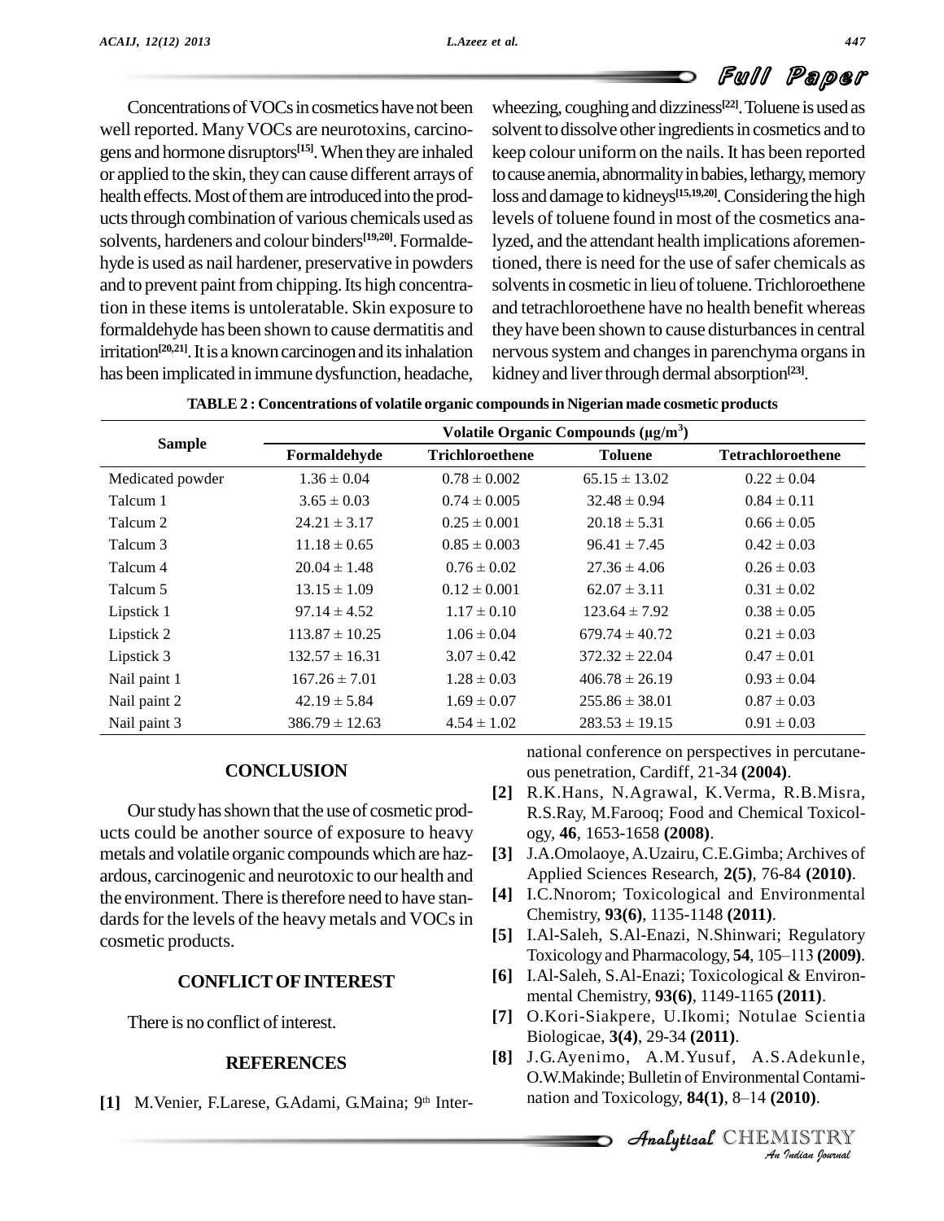Concentrations of VOCs in cosmetics have not been well reported. Many VOCs are neurotoxins, carcinogens and hormone disruptors[15]. When they are inhaled or applied to the skin, they can cause different arrays of health effects. Most of them are introduced into the products through combination of various chemicals used as solvents, hardeners and colour binders[19,20]. Formaldehyde is used as nail hardener, preservative in powders and to prevent paint from chipping. Its high concentration in these items is untoleratable. Skin exposure to formaldehyde has been shown to cause dermatitis and irritation[20,21]. It is a known carcinogen and its inhalation has been implicated in immune dysfunction, headache, wheezing, coughing and dizziness[22]. Toluene is used as solvent to dissolve other ingredients in cosmetics and to keep colour uniform on the nails. It has been reported to cause anemia, abnormality in babies, lethargy, memory loss and damage to kidneys[15,19,20]. Considering the high levels of toluene found in most of the cosmetics analyzed, and the attendant health implications aforementioned, there is need for the use of safer chemicals as solvents in cosmetic in lieu of toluene. Trichloroethene and tetrachloroethene have no health benefit whereas they have been shown to cause disturbances in central nervous system and changes in parenchyma organs in kidney and liver through dermal absorption[23].

**TABLE 2 : Concentrations of volatile organic compounds in Nigerian made cosmetic products**

| Sample | Volatile Organic Compounds (μg/m$^3$) | | | |
|---|---|---|---|---|
| | Formaldehyde | Trichloroethene | Toluene | Tetrachloroethene |
| Medicated powder | 1.36 ± 0.04 | 0.78 ± 0.002 | 65.15 ± 13.02 | 0.22 ± 0.04 |
| Talcum 1 | 3.65 ± 0.03 | 0.74 ± 0.005 | 32.48 ± 0.94 | 0.84 ± 0.11 |
| Talcum 2 | 24.21 ± 3.17 | 0.25 ± 0.001 | 20.18 ± 5.31 | 0.66 ± 0.05 |
| Talcum 3 | 11.18 ± 0.65 | 0.85 ± 0.003 | 96.41 ± 7.45 | 0.42 ± 0.03 |
| Talcum 4 | 20.04 ± 1.48 | 0.76 ± 0.02 | 27.36 ± 4.06 | 0.26 ± 0.03 |
| Talcum 5 | 13.15 ± 1.09 | 0.12 ± 0.001 | 62.07 ± 3.11 | 0.31 ± 0.02 |
| Lipstick 1 | 97.14 ± 4.52 | 1.17 ± 0.10 | 123.64 ± 7.92 | 0.38 ± 0.05 |
| Lipstick 2 | 113.87 ± 10.25 | 1.06 ± 0.04 | 679.74 ± 40.72 | 0.21 ± 0.03 |
| Lipstick 3 | 132.57 ± 16.31 | 3.07 ± 0.42 | 372.32 ± 22.04 | 0.47 ± 0.01 |
| Nail paint 1 | 167.26 ± 7.01 | 1.28 ± 0.03 | 406.78 ± 26.19 | 0.93 ± 0.04 |
| Nail paint 2 | 42.19 ± 5.84 | 1.69 ± 0.07 | 255.86 ± 38.01 | 0.87 ± 0.03 |
| Nail paint 3 | 386.79 ± 12.63 | 4.54 ± 1.02 | 283.53 ± 19.15 | 0.91 ± 0.03 |

## CONCLUSION

Our study has shown that the use of cosmetic products could be another source of exposure to heavy metals and volatile organic compounds which are hazardous, carcinogenic and neurotoxic to our health and the environment. There is therefore need to have standards for the levels of the heavy metals and VOCs in cosmetic products.

## CONFLICT OF INTEREST

There is no conflict of interest.

## REFERENCES

[1] M.Venier, F.Larese, G.Adami, G.Maina; 9th International conference on perspectives in percutaneous penetration, Cardiff, 21-34 **(2004)**.

[2] R.K.Hans, N.Agrawal, K.Verma, R.B.Misra, R.S.Ray, M.Farooq; Food and Chemical Toxicology, **46**, 1653-1658 **(2008)**.

[3] J.A.Omolaoye, A.Uzairu, C.E.Gimba; Archives of Applied Sciences Research, **2(5)**, 76-84 **(2010)**.

[4] I.C.Nnorom; Toxicological and Environmental Chemistry, **93(6)**, 1135-1148 **(2011)**.

[5] I.Al-Saleh, S.Al-Enazi, N.Shinwari; Regulatory Toxicology and Pharmacology, **54**, 105–113 **(2009)**.

[6] I.Al-Saleh, S.Al-Enazi; Toxicological & Environmental Chemistry, **93(6)**, 1149-1165 **(2011)**.

[7] O.Kori-Siakpere, U.Ikomi; Notulae Scientia Biologicae, **3(4)**, 29-34 **(2011)**.

[8] J.G.Ayenimo, A.M.Yusuf, A.S.Adekunle, O.W.Makinde; Bulletin of Environmental Contamination and Toxicology, **84(1)**, 8–14 **(2010)**.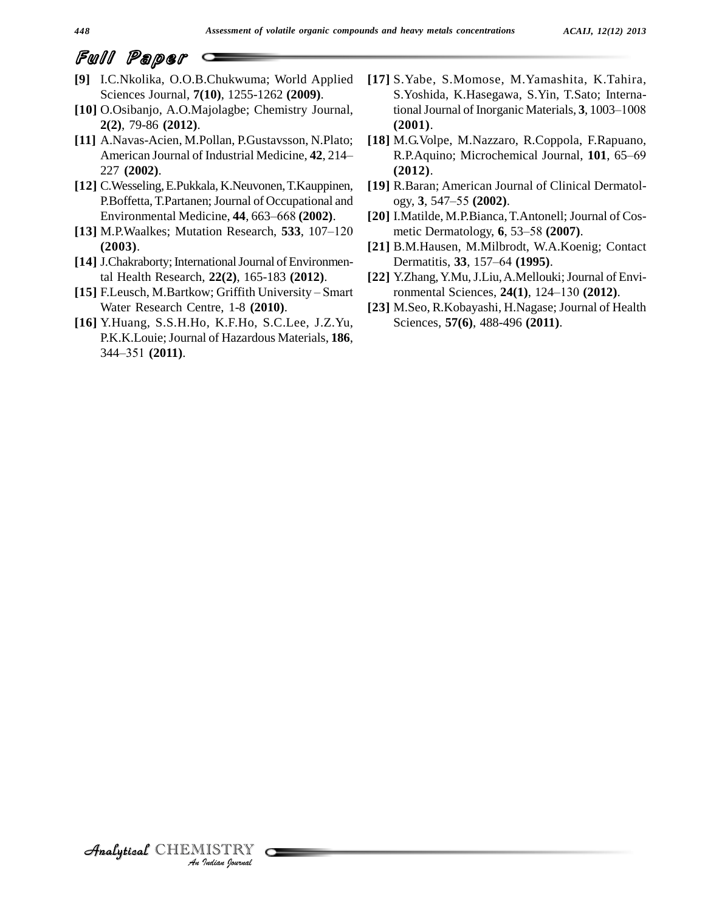**[9]** I.C.Nkolika, O.O.B.Chukwuma; World Applied Sciences Journal, **7(10)**, 1255-1262 **(2009)**.

**[10]** O.Osibanjo, A.O.Majolagbe; Chemistry Journal, **2(2)**, 79-86 **(2012)**.

**[11]** A.Navas-Acien, M.Pollan, P.Gustavsson, N.Plato; American Journal of Industrial Medicine, **42**, 214–227 **(2002)**.

**[12]** C.Wesseling, E.Pukkala, K.Neuvonen, T.Kauppinen, P.Boffetta, T.Partanen; Journal of Occupational and Environmental Medicine, **44**, 663–668 **(2002)**.

**[13]** M.P.Waalkes; Mutation Research, **533**, 107–120 **(2003)**.

**[14]** J.Chakraborty; International Journal of Environmental Health Research, **22(2)**, 165-183 **(2012)**.

**[15]** F.Leusch, M.Bartkow; Griffith University – Smart Water Research Centre, 1-8 **(2010)**.

**[16]** Y.Huang, S.S.H.Ho, K.F.Ho, S.C.Lee, J.Z.Yu, P.K.K.Louie; Journal of Hazardous Materials, **186**, 344–351 **(2011)**.

**[17]** S.Yabe, S.Momose, M.Yamashita, K.Tahira, S.Yoshida, K.Hasegawa, S.Yin, T.Sato; International Journal of Inorganic Materials, **3**, 1003–1008 **(2001)**.

**[18]** M.G.Volpe, M.Nazzaro, R.Coppola, F.Rapuano, R.P.Aquino; Microchemical Journal, **101**, 65–69 **(2012)**.

**[19]** R.Baran; American Journal of Clinical Dermatology, **3**, 547–55 **(2002)**.

**[20]** I.Matilde, M.P.Bianca, T.Antonell; Journal of Cosmetic Dermatology, **6**, 53–58 **(2007)**.

**[21]** B.M.Hausen, M.Milbrodt, W.A.Koenig; Contact Dermatitis, **33**, 157–64 **(1995)**.

**[22]** Y.Zhang, Y.Mu, J.Liu, A.Mellouki; Journal of Environmental Sciences, **24(1)**, 124–130 **(2012)**.

**[23]** M.Seo, R.Kobayashi, H.Nagase; Journal of Health Sciences, **57(6)**, 488-496 **(2011)**.